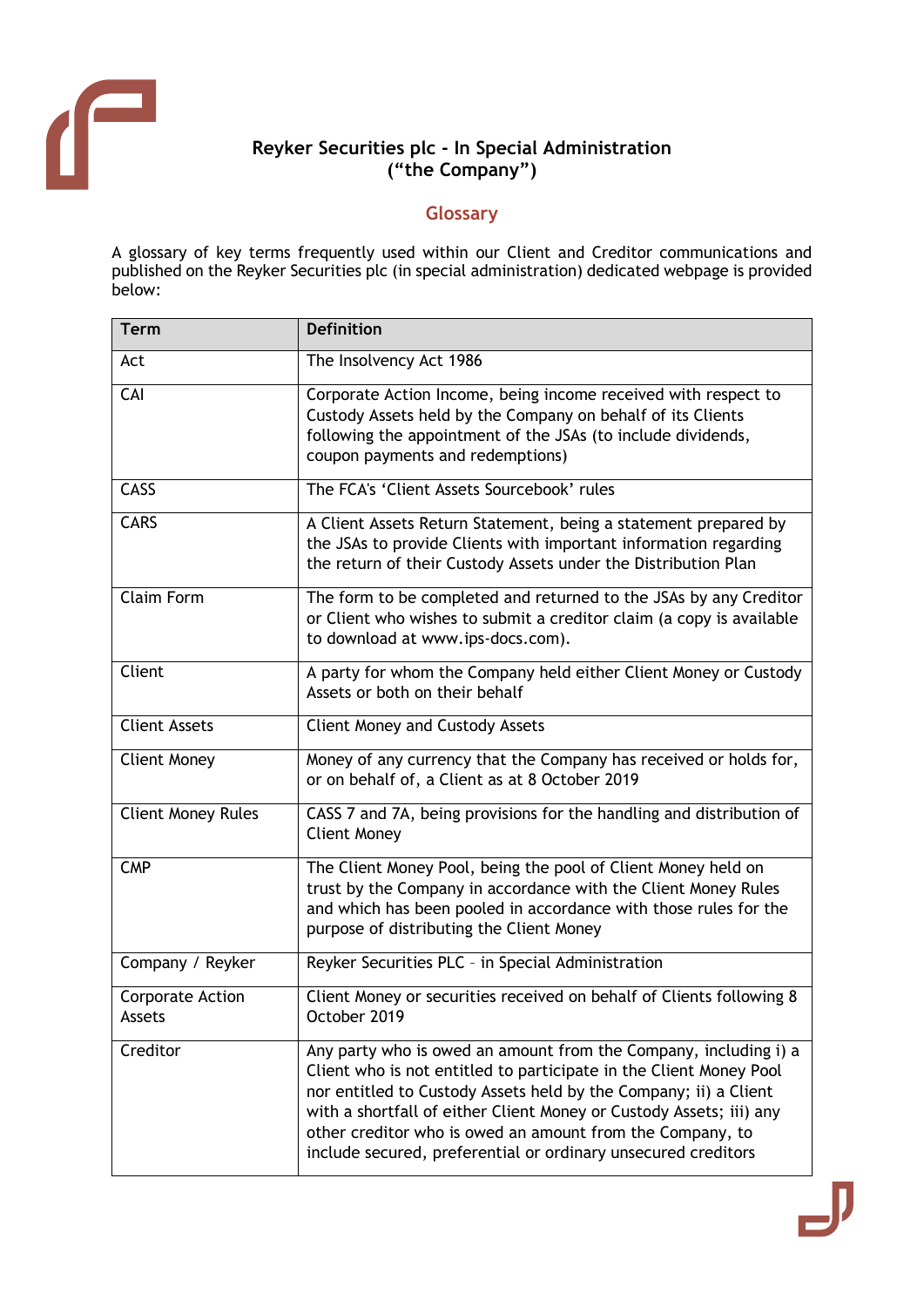# Reyker Securities plc - In Special Administration ("the Company")

## Glossary

A glossary of key terms frequently used within our Client and Creditor communications and published on the Reyker Securities plc (in special administration) dedicated webpage is provided below:

| Term | Definition |
|---|---|
| Act | The Insolvency Act 1986 |
| CAI | Corporate Action Income, being income received with respect to Custody Assets held by the Company on behalf of its Clients following the appointment of the JSAs (to include dividends, coupon payments and redemptions) |
| CASS | The FCA's 'Client Assets Sourcebook' rules |
| CARS | A Client Assets Return Statement, being a statement prepared by the JSAs to provide Clients with important information regarding the return of their Custody Assets under the Distribution Plan |
| Claim Form | The form to be completed and returned to the JSAs by any Creditor or Client who wishes to submit a creditor claim (a copy is available to download at www.ips-docs.com). |
| Client | A party for whom the Company held either Client Money or Custody Assets or both on their behalf |
| Client Assets | Client Money and Custody Assets |
| Client Money | Money of any currency that the Company has received or holds for, or on behalf of, a Client as at 8 October 2019 |
| Client Money Rules | CASS 7 and 7A, being provisions for the handling and distribution of Client Money |
| CMP | The Client Money Pool, being the pool of Client Money held on trust by the Company in accordance with the Client Money Rules and which has been pooled in accordance with those rules for the purpose of distributing the Client Money |
| Company / Reyker | Reyker Securities PLC – in Special Administration |
| Corporate Action Assets | Client Money or securities received on behalf of Clients following 8 October 2019 |
| Creditor | Any party who is owed an amount from the Company, including i) a Client who is not entitled to participate in the Client Money Pool nor entitled to Custody Assets held by the Company; ii) a Client with a shortfall of either Client Money or Custody Assets; iii) any other creditor who is owed an amount from the Company, to include secured, preferential or ordinary unsecured creditors |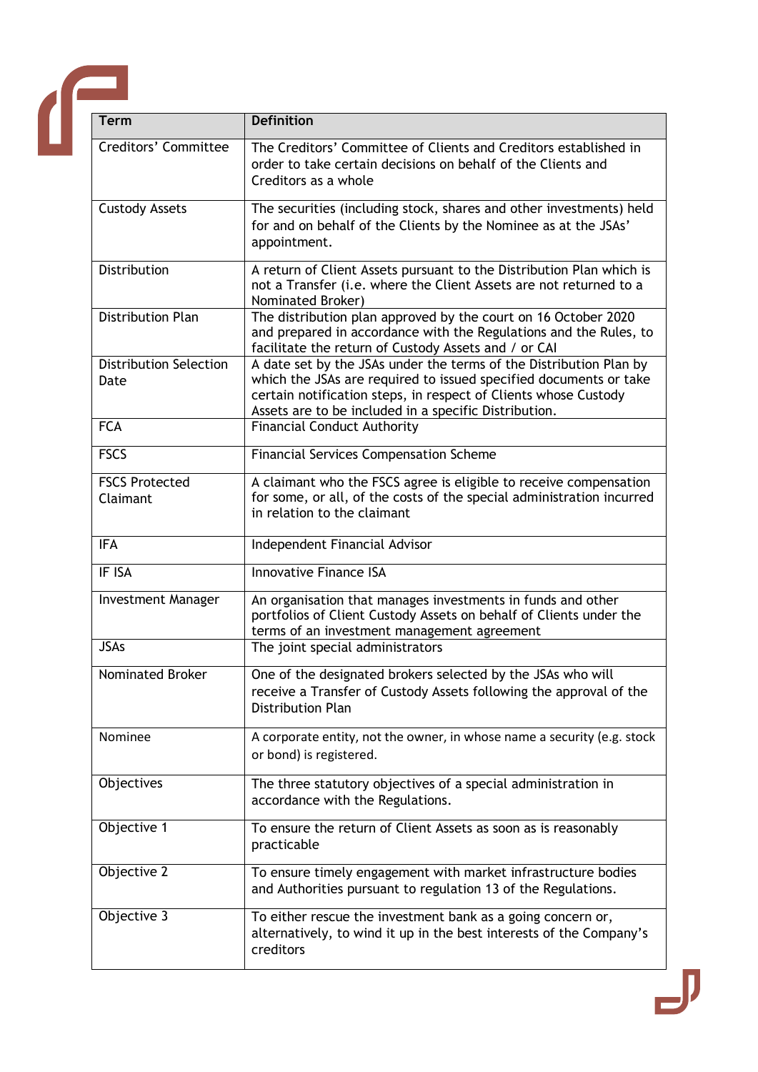| Term | Definition |
| --- | --- |
| Creditors' Committee | The Creditors' Committee of Clients and Creditors established in order to take certain decisions on behalf of the Clients and Creditors as a whole |
| Custody Assets | The securities (including stock, shares and other investments) held for and on behalf of the Clients by the Nominee as at the JSAs' appointment. |
| Distribution | A return of Client Assets pursuant to the Distribution Plan which is not a Transfer (i.e. where the Client Assets are not returned to a Nominated Broker) |
| Distribution Plan | The distribution plan approved by the court on 16 October 2020 and prepared in accordance with the Regulations and the Rules, to facilitate the return of Custody Assets and / or CAI |
| Distribution Selection Date | A date set by the JSAs under the terms of the Distribution Plan by which the JSAs are required to issued specified documents or take certain notification steps, in respect of Clients whose Custody Assets are to be included in a specific Distribution. |
| FCA | Financial Conduct Authority |
| FSCS | Financial Services Compensation Scheme |
| FSCS Protected Claimant | A claimant who the FSCS agree is eligible to receive compensation for some, or all, of the costs of the special administration incurred in relation to the claimant |
| IFA | Independent Financial Advisor |
| IF ISA | Innovative Finance ISA |
| Investment Manager | An organisation that manages investments in funds and other portfolios of Client Custody Assets on behalf of Clients under the terms of an investment management agreement |
| JSAs | The joint special administrators |
| Nominated Broker | One of the designated brokers selected by the JSAs who will receive a Transfer of Custody Assets following the approval of the Distribution Plan |
| Nominee | A corporate entity, not the owner, in whose name a security (e.g. stock or bond) is registered. |
| Objectives | The three statutory objectives of a special administration in accordance with the Regulations. |
| Objective 1 | To ensure the return of Client Assets as soon as is reasonably practicable |
| Objective 2 | To ensure timely engagement with market infrastructure bodies and Authorities pursuant to regulation 13 of the Regulations. |
| Objective 3 | To either rescue the investment bank as a going concern or, alternatively, to wind it up in the best interests of the Company's creditors |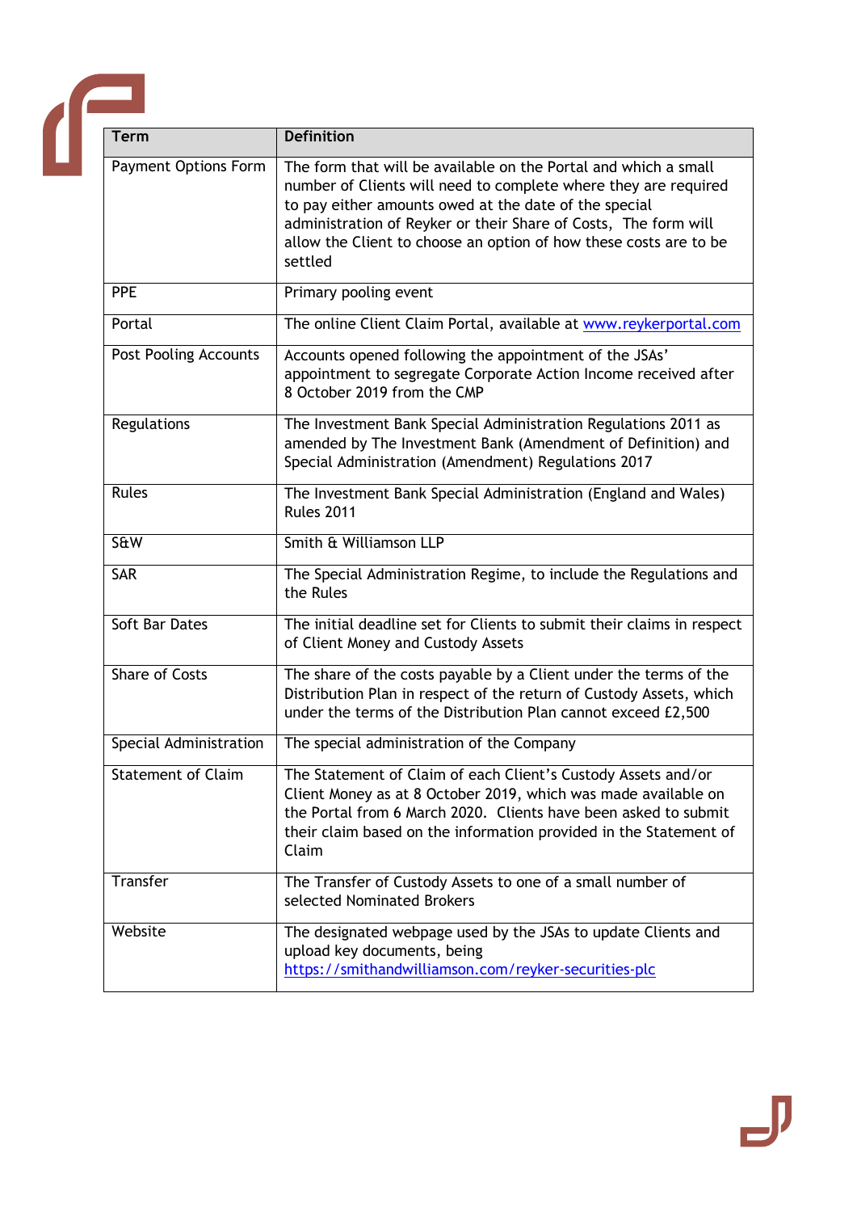| Term | Definition |
|---|---|
| Payment Options Form | The form that will be available on the Portal and which a small number of Clients will need to complete where they are required to pay either amounts owed at the date of the special administration of Reyker or their Share of Costs, The form will allow the Client to choose an option of how these costs are to be settled |
| PPE | Primary pooling event |
| Portal | The online Client Claim Portal, available at [www.reykerportal.com](www.reykerportal.com) |
| Post Pooling Accounts | Accounts opened following the appointment of the JSAs' appointment to segregate Corporate Action Income received after 8 October 2019 from the CMP |
| Regulations | The Investment Bank Special Administration Regulations 2011 as amended by The Investment Bank (Amendment of Definition) and Special Administration (Amendment) Regulations 2017 |
| Rules | The Investment Bank Special Administration (England and Wales) Rules 2011 |
| S&W | Smith & Williamson LLP |
| SAR | The Special Administration Regime, to include the Regulations and the Rules |
| Soft Bar Dates | The initial deadline set for Clients to submit their claims in respect of Client Money and Custody Assets |
| Share of Costs | The share of the costs payable by a Client under the terms of the Distribution Plan in respect of the return of Custody Assets, which under the terms of the Distribution Plan cannot exceed £2,500 |
| Special Administration | The special administration of the Company |
| Statement of Claim | The Statement of Claim of each Client's Custody Assets and/or Client Money as at 8 October 2019, which was made available on the Portal from 6 March 2020. Clients have been asked to submit their claim based on the information provided in the Statement of Claim |
| Transfer | The Transfer of Custody Assets to one of a small number of selected Nominated Brokers |
| Website | The designated webpage used by the JSAs to update Clients and upload key documents, being [https://smithandwilliamson.com/reyker-securities-plc](https://smithandwilliamson.com/reyker-securities-plc) |